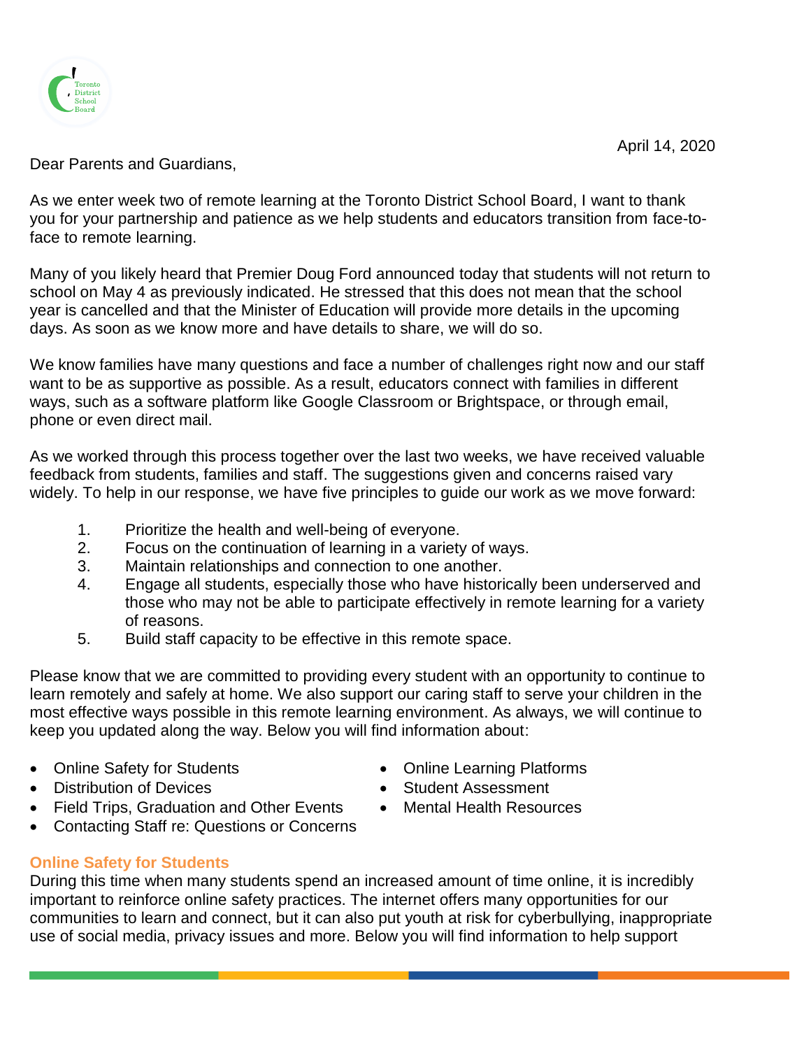April 14, 2020

Dear Parents and Guardians,

As we enter week two of remote learning at the Toronto District School Board, I want to thank you for your partnership and patience as we help students and educators transition from face-to-face to remote learning.

Many of you likely heard that Premier Doug Ford announced today that students will not return to school on May 4 as previously indicated. He stressed that this does not mean that the school year is cancelled and that the Minister of Education will provide more details in the upcoming days. As soon as we know more and have details to share, we will do so.

We know families have many questions and face a number of challenges right now and our staff want to be as supportive as possible. As a result, educators connect with families in different ways, such as a software platform like Google Classroom or Brightspace, or through email, phone or even direct mail.

As we worked through this process together over the last two weeks, we have received valuable feedback from students, families and staff. The suggestions given and concerns raised vary widely. To help in our response, we have five principles to guide our work as we move forward:

1. Prioritize the health and well-being of everyone.
2. Focus on the continuation of learning in a variety of ways.
3. Maintain relationships and connection to one another.
4. Engage all students, especially those who have historically been underserved and those who may not be able to participate effectively in remote learning for a variety of reasons.
5. Build staff capacity to be effective in this remote space.

Please know that we are committed to providing every student with an opportunity to continue to learn remotely and safely at home. We also support our caring staff to serve your children in the most effective ways possible in this remote learning environment. As always, we will continue to keep you updated along the way. Below you will find information about:

- Online Safety for Students
- Distribution of Devices
- Field Trips, Graduation and Other Events
- Contacting Staff re: Questions or Concerns
- Online Learning Platforms
- Student Assessment
- Mental Health Resources

## Online Safety for Students

During this time when many students spend an increased amount of time online, it is incredibly important to reinforce online safety practices. The internet offers many opportunities for our communities to learn and connect, but it can also put youth at risk for cyberbullying, inappropriate use of social media, privacy issues and more. Below you will find information to help support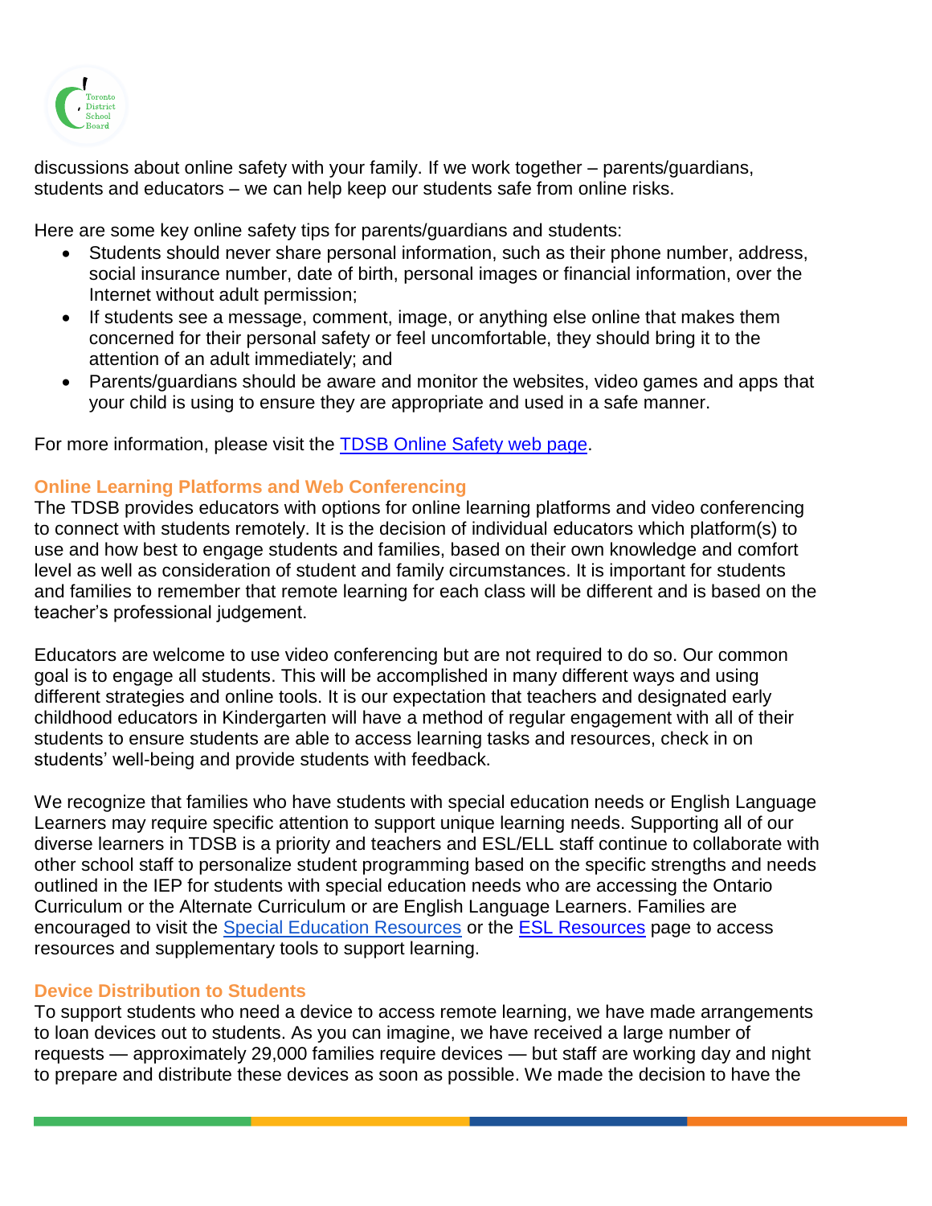discussions about online safety with your family. If we work together – parents/guardians, students and educators – we can help keep our students safe from online risks.

Here are some key online safety tips for parents/guardians and students:

- Students should never share personal information, such as their phone number, address, social insurance number, date of birth, personal images or financial information, over the Internet without adult permission;
- If students see a message, comment, image, or anything else online that makes them concerned for their personal safety or feel uncomfortable, they should bring it to the attention of an adult immediately; and
- Parents/guardians should be aware and monitor the websites, video games and apps that your child is using to ensure they are appropriate and used in a safe manner.

For more information, please visit the TDSB Online Safety web page.

### Online Learning Platforms and Web Conferencing

The TDSB provides educators with options for online learning platforms and video conferencing to connect with students remotely. It is the decision of individual educators which platform(s) to use and how best to engage students and families, based on their own knowledge and comfort level as well as consideration of student and family circumstances. It is important for students and families to remember that remote learning for each class will be different and is based on the teacher's professional judgement.

Educators are welcome to use video conferencing but are not required to do so. Our common goal is to engage all students. This will be accomplished in many different ways and using different strategies and online tools. It is our expectation that teachers and designated early childhood educators in Kindergarten will have a method of regular engagement with all of their students to ensure students are able to access learning tasks and resources, check in on students' well-being and provide students with feedback.

We recognize that families who have students with special education needs or English Language Learners may require specific attention to support unique learning needs. Supporting all of our diverse learners in TDSB is a priority and teachers and ESL/ELL staff continue to collaborate with other school staff to personalize student programming based on the specific strengths and needs outlined in the IEP for students with special education needs who are accessing the Ontario Curriculum or the Alternate Curriculum or are English Language Learners. Families are encouraged to visit the Special Education Resources or the ESL Resources page to access resources and supplementary tools to support learning.

### Device Distribution to Students

To support students who need a device to access remote learning, we have made arrangements to loan devices out to students. As you can imagine, we have received a large number of requests — approximately 29,000 families require devices — but staff are working day and night to prepare and distribute these devices as soon as possible. We made the decision to have the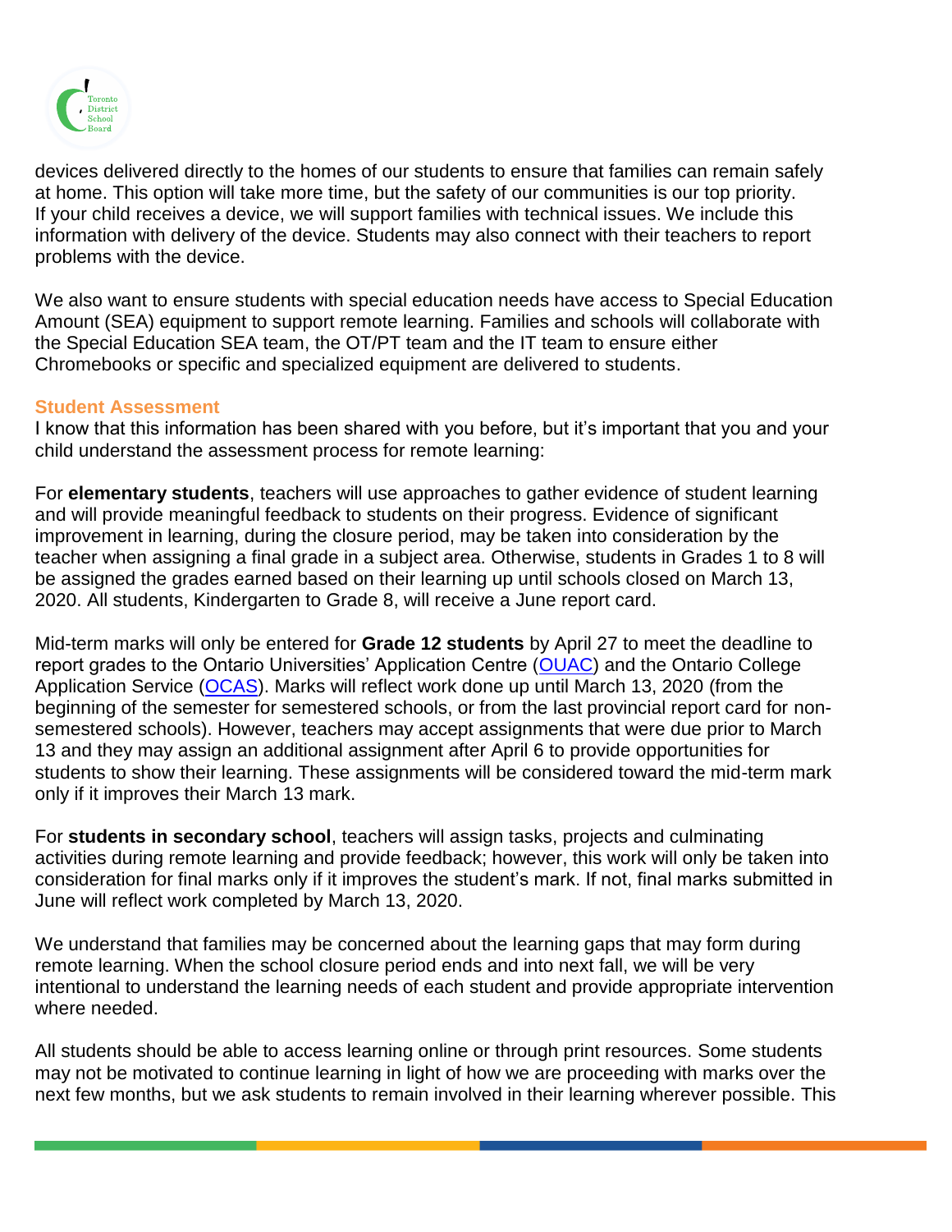devices delivered directly to the homes of our students to ensure that families can remain safely at home. This option will take more time, but the safety of our communities is our top priority. If your child receives a device, we will support families with technical issues. We include this information with delivery of the device. Students may also connect with their teachers to report problems with the device.

We also want to ensure students with special education needs have access to Special Education Amount (SEA) equipment to support remote learning. Families and schools will collaborate with the Special Education SEA team, the OT/PT team and the IT team to ensure either Chromebooks or specific and specialized equipment are delivered to students.

### Student Assessment

I know that this information has been shared with you before, but it's important that you and your child understand the assessment process for remote learning:

For **elementary students**, teachers will use approaches to gather evidence of student learning and will provide meaningful feedback to students on their progress. Evidence of significant improvement in learning, during the closure period, may be taken into consideration by the teacher when assigning a final grade in a subject area. Otherwise, students in Grades 1 to 8 will be assigned the grades earned based on their learning up until schools closed on March 13, 2020. All students, Kindergarten to Grade 8, will receive a June report card.

Mid-term marks will only be entered for **Grade 12 students** by April 27 to meet the deadline to report grades to the Ontario Universities' Application Centre (OUAC) and the Ontario College Application Service (OCAS). Marks will reflect work done up until March 13, 2020 (from the beginning of the semester for semestered schools, or from the last provincial report card for non-semestered schools). However, teachers may accept assignments that were due prior to March 13 and they may assign an additional assignment after April 6 to provide opportunities for students to show their learning. These assignments will be considered toward the mid-term mark only if it improves their March 13 mark.

For **students in secondary school**, teachers will assign tasks, projects and culminating activities during remote learning and provide feedback; however, this work will only be taken into consideration for final marks only if it improves the student's mark. If not, final marks submitted in June will reflect work completed by March 13, 2020.

We understand that families may be concerned about the learning gaps that may form during remote learning. When the school closure period ends and into next fall, we will be very intentional to understand the learning needs of each student and provide appropriate intervention where needed.

All students should be able to access learning online or through print resources. Some students may not be motivated to continue learning in light of how we are proceeding with marks over the next few months, but we ask students to remain involved in their learning wherever possible. This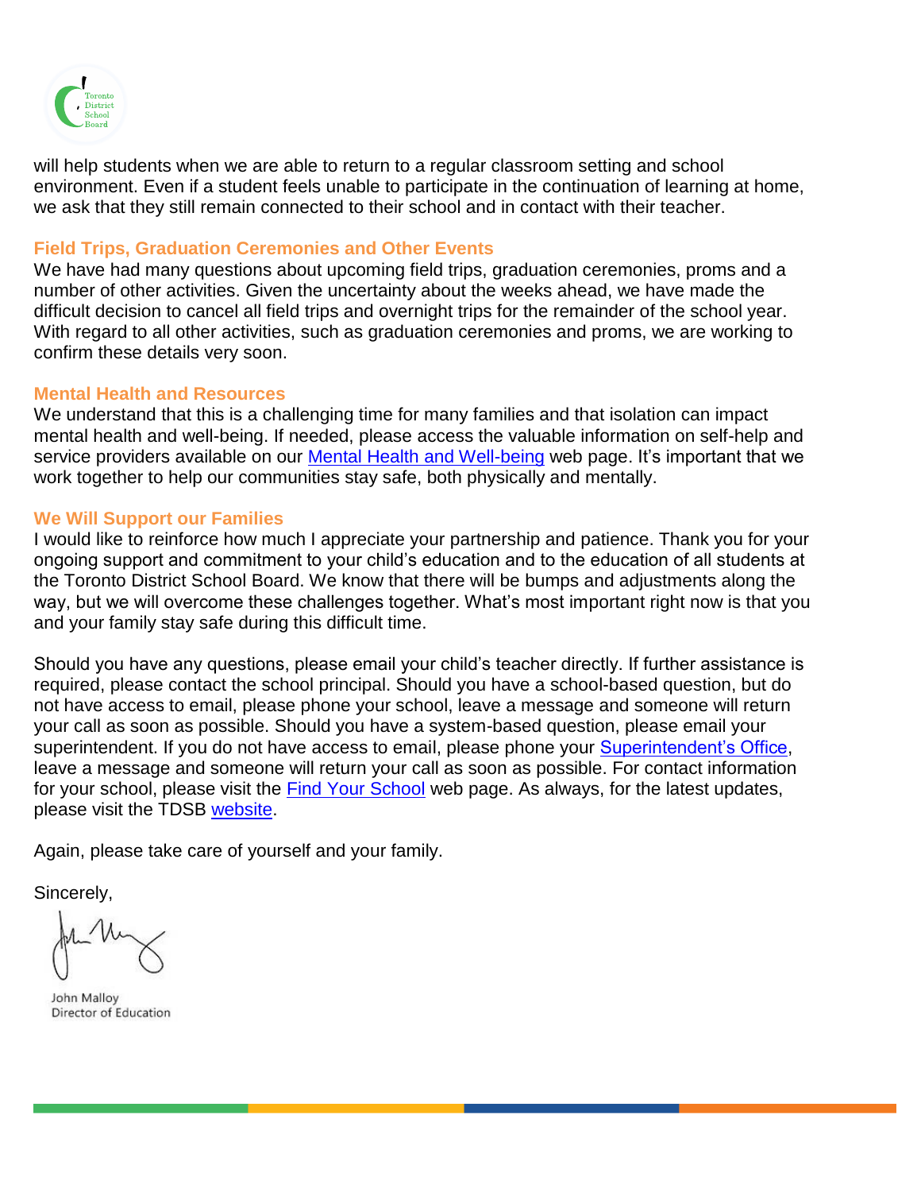will help students when we are able to return to a regular classroom setting and school environment. Even if a student feels unable to participate in the continuation of learning at home, we ask that they still remain connected to their school and in contact with their teacher.

### Field Trips, Graduation Ceremonies and Other Events

We have had many questions about upcoming field trips, graduation ceremonies, proms and a number of other activities. Given the uncertainty about the weeks ahead, we have made the difficult decision to cancel all field trips and overnight trips for the remainder of the school year. With regard to all other activities, such as graduation ceremonies and proms, we are working to confirm these details very soon.

### Mental Health and Resources

We understand that this is a challenging time for many families and that isolation can impact mental health and well-being. If needed, please access the valuable information on self-help and service providers available on our Mental Health and Well-being web page. It's important that we work together to help our communities stay safe, both physically and mentally.

### We Will Support our Families

I would like to reinforce how much I appreciate your partnership and patience. Thank you for your ongoing support and commitment to your child's education and to the education of all students at the Toronto District School Board. We know that there will be bumps and adjustments along the way, but we will overcome these challenges together. What's most important right now is that you and your family stay safe during this difficult time.

Should you have any questions, please email your child's teacher directly. If further assistance is required, please contact the school principal. Should you have a school-based question, but do not have access to email, please phone your school, leave a message and someone will return your call as soon as possible. Should you have a system-based question, please email your superintendent. If you do not have access to email, please phone your Superintendent's Office, leave a message and someone will return your call as soon as possible. For contact information for your school, please visit the Find Your School web page. As always, for the latest updates, please visit the TDSB website.

Again, please take care of yourself and your family.

Sincerely,

John Malloy
Director of Education